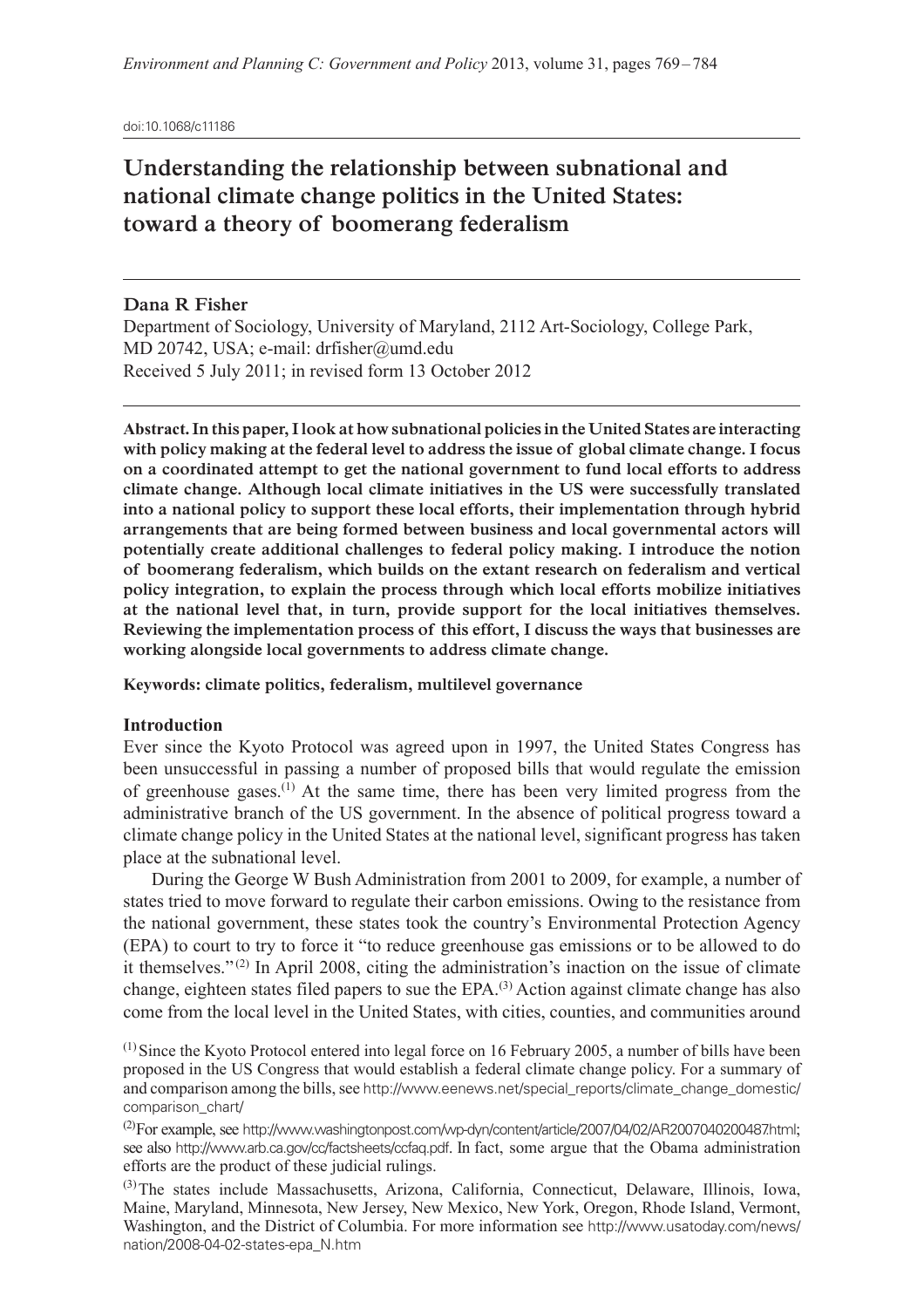doi:10.1068/c11186

# Understanding the relationship between subnational and national climate change politics in the United States: toward a theory of boomerang federalism

**Dana R Fisher**

Department of Sociology, University of Maryland, 2112 Art-Sociology, College Park, MD 20742, USA; e-mail: drfisher@umd.edu

Received 5 July 2011; in revised form 13 October 2012

**Abstract. In this paper, I look at how subnational policies in the United States are interacting with policy making at the federal level to address the issue of global climate change. I focus on a coordinated attempt to get the national government to fund local efforts to address climate change. Although local climate initiatives in the US were successfully translated into a national policy to support these local efforts, their implementation through hybrid arrangements that are being formed between business and local governmental actors will potentially create additional challenges to federal policy making. I introduce the notion of boomerang federalism, which builds on the extant research on federalism and vertical policy integration, to explain the process through which local efforts mobilize initiatives at the national level that, in turn, provide support for the local initiatives themselves. Reviewing the implementation process of this effort, I discuss the ways that businesses are working alongside local governments to address climate change.**

**Keywords: climate politics, federalism, multilevel governance**

## Introduction

Ever since the Kyoto Protocol was agreed upon in 1997, the United States Congress has been unsuccessful in passing a number of proposed bills that would regulate the emission of greenhouse gases.[1] At the same time, there has been very limited progress from the administrative branch of the US government. In the absence of political progress toward a climate change policy in the United States at the national level, significant progress has taken place at the subnational level.

During the George W Bush Administration from 2001 to 2009, for example, a number of states tried to move forward to regulate their carbon emissions. Owing to the resistance from the national government, these states took the country's Environmental Protection Agency (EPA) to court to try to force it "to reduce greenhouse gas emissions or to be allowed to do it themselves."[2] In April 2008, citing the administration's inaction on the issue of climate change, eighteen states filed papers to sue the EPA.[3] Action against climate change has also come from the local level in the United States, with cities, counties, and communities around

[1] Since the Kyoto Protocol entered into legal force on 16 February 2005, a number of bills have been proposed in the US Congress that would establish a federal climate change policy. For a summary of and comparison among the bills, see http://www.eenews.net/special_reports/climate_change_domestic/comparison_chart/

[2] For example, see http://www.washingtonpost.com/wp-dyn/content/article/2007/04/02/AR2007040200487.html; see also http://www.arb.ca.gov/cc/factsheets/ccfaq.pdf. In fact, some argue that the Obama administration efforts are the product of these judicial rulings.

[3] The states include Massachusetts, Arizona, California, Connecticut, Delaware, Illinois, Iowa, Maine, Maryland, Minnesota, New Jersey, New Mexico, New York, Oregon, Rhode Island, Vermont, Washington, and the District of Columbia. For more information see http://www.usatoday.com/news/nation/2008-04-02-states-epa_N.htm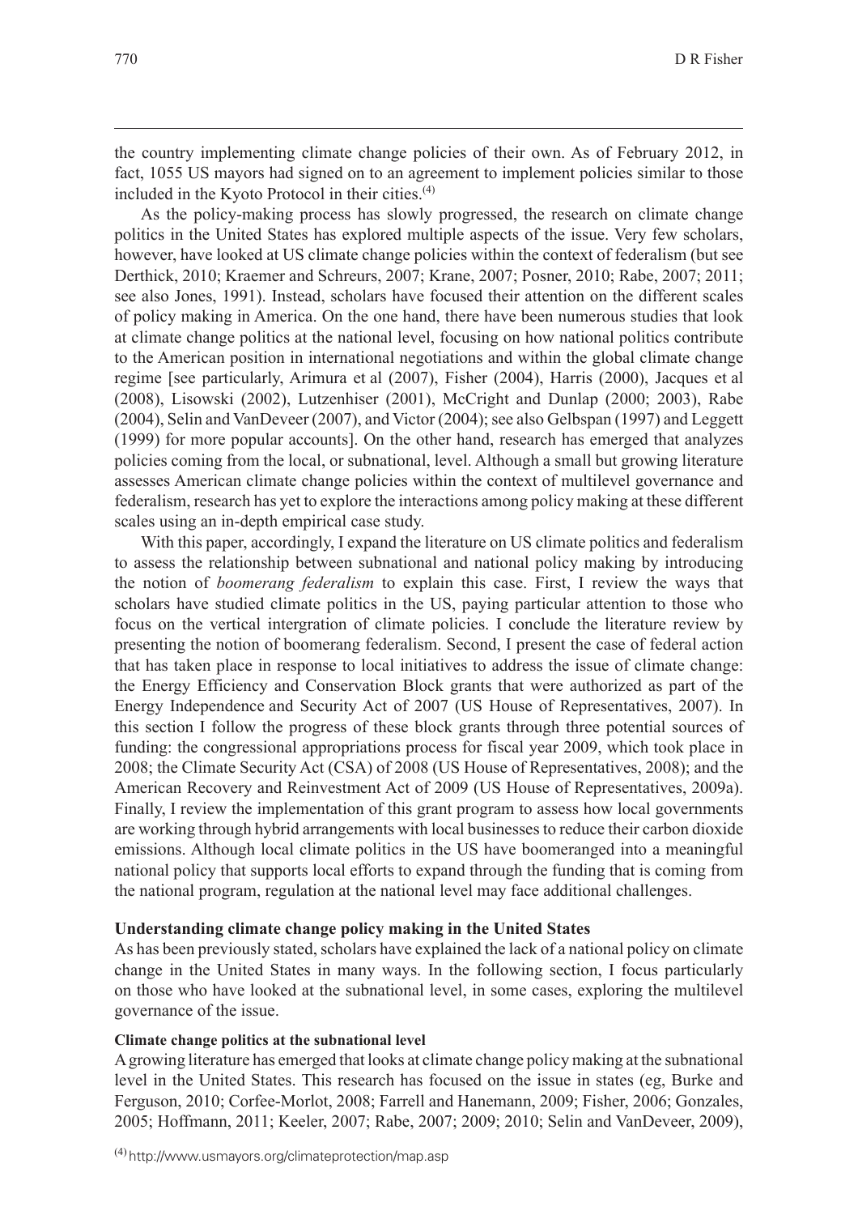the country implementing climate change policies of their own. As of February 2012, in fact, 1055 US mayors had signed on to an agreement to implement policies similar to those included in the Kyoto Protocol in their cities.[4]

As the policy-making process has slowly progressed, the research on climate change politics in the United States has explored multiple aspects of the issue. Very few scholars, however, have looked at US climate change policies within the context of federalism (but see Derthick, 2010; Kraemer and Schreurs, 2007; Krane, 2007; Posner, 2010; Rabe, 2007; 2011; see also Jones, 1991). Instead, scholars have focused their attention on the different scales of policy making in America. On the one hand, there have been numerous studies that look at climate change politics at the national level, focusing on how national politics contribute to the American position in international negotiations and within the global climate change regime [see particularly, Arimura et al (2007), Fisher (2004), Harris (2000), Jacques et al (2008), Lisowski (2002), Lutzenhiser (2001), McCright and Dunlap (2000; 2003), Rabe (2004), Selin and VanDeveer (2007), and Victor (2004); see also Gelbspan (1997) and Leggett (1999) for more popular accounts]. On the other hand, research has emerged that analyzes policies coming from the local, or subnational, level. Although a small but growing literature assesses American climate change policies within the context of multilevel governance and federalism, research has yet to explore the interactions among policy making at these different scales using an in-depth empirical case study.

With this paper, accordingly, I expand the literature on US climate politics and federalism to assess the relationship between subnational and national policy making by introducing the notion of *boomerang federalism* to explain this case. First, I review the ways that scholars have studied climate politics in the US, paying particular attention to those who focus on the vertical intergration of climate policies. I conclude the literature review by presenting the notion of boomerang federalism. Second, I present the case of federal action that has taken place in response to local initiatives to address the issue of climate change: the Energy Efficiency and Conservation Block grants that were authorized as part of the Energy Independence and Security Act of 2007 (US House of Representatives, 2007). In this section I follow the progress of these block grants through three potential sources of funding: the congressional appropriations process for fiscal year 2009, which took place in 2008; the Climate Security Act (CSA) of 2008 (US House of Representatives, 2008); and the American Recovery and Reinvestment Act of 2009 (US House of Representatives, 2009a). Finally, I review the implementation of this grant program to assess how local governments are working through hybrid arrangements with local businesses to reduce their carbon dioxide emissions. Although local climate politics in the US have boomeranged into a meaningful national policy that supports local efforts to expand through the funding that is coming from the national program, regulation at the national level may face additional challenges.

## Understanding climate change policy making in the United States

As has been previously stated, scholars have explained the lack of a national policy on climate change in the United States in many ways. In the following section, I focus particularly on those who have looked at the subnational level, in some cases, exploring the multilevel governance of the issue.

### Climate change politics at the subnational level

A growing literature has emerged that looks at climate change policy making at the subnational level in the United States. This research has focused on the issue in states (eg, Burke and Ferguson, 2010; Corfee-Morlot, 2008; Farrell and Hanemann, 2009; Fisher, 2006; Gonzales, 2005; Hoffmann, 2011; Keeler, 2007; Rabe, 2007; 2009; 2010; Selin and VanDeveer, 2009),

[4] http://www.usmayors.org/climateprotection/map.asp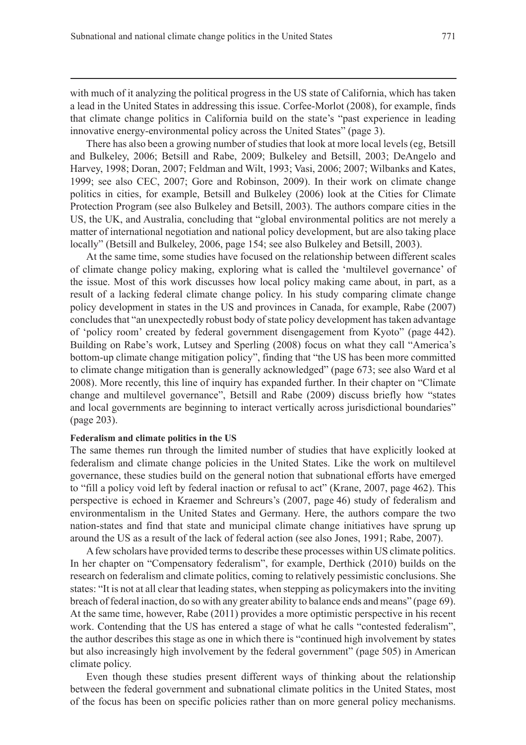with much of it analyzing the political progress in the US state of California, which has taken a lead in the United States in addressing this issue. Corfee-Morlot (2008), for example, finds that climate change politics in California build on the state's "past experience in leading innovative energy-environmental policy across the United States" (page 3).

There has also been a growing number of studies that look at more local levels (eg, Betsill and Bulkeley, 2006; Betsill and Rabe, 2009; Bulkeley and Betsill, 2003; DeAngelo and Harvey, 1998; Doran, 2007; Feldman and Wilt, 1993; Vasi, 2006; 2007; Wilbanks and Kates, 1999; see also CEC, 2007; Gore and Robinson, 2009). In their work on climate change politics in cities, for example, Betsill and Bulkeley (2006) look at the Cities for Climate Protection Program (see also Bulkeley and Betsill, 2003). The authors compare cities in the US, the UK, and Australia, concluding that "global environmental politics are not merely a matter of international negotiation and national policy development, but are also taking place locally" (Betsill and Bulkeley, 2006, page 154; see also Bulkeley and Betsill, 2003).

At the same time, some studies have focused on the relationship between different scales of climate change policy making, exploring what is called the 'multilevel governance' of the issue. Most of this work discusses how local policy making came about, in part, as a result of a lacking federal climate change policy. In his study comparing climate change policy development in states in the US and provinces in Canada, for example, Rabe (2007) concludes that "an unexpectedly robust body of state policy development has taken advantage of 'policy room' created by federal government disengagement from Kyoto" (page 442). Building on Rabe's work, Lutsey and Sperling (2008) focus on what they call "America's bottom-up climate change mitigation policy", finding that "the US has been more committed to climate change mitigation than is generally acknowledged" (page 673; see also Ward et al 2008). More recently, this line of inquiry has expanded further. In their chapter on "Climate change and multilevel governance", Betsill and Rabe (2009) discuss briefly how "states and local governments are beginning to interact vertically across jurisdictional boundaries" (page 203).

**Federalism and climate politics in the US**

The same themes run through the limited number of studies that have explicitly looked at federalism and climate change policies in the United States. Like the work on multilevel governance, these studies build on the general notion that subnational efforts have emerged to "fill a policy void left by federal inaction or refusal to act" (Krane, 2007, page 462). This perspective is echoed in Kraemer and Schreurs's (2007, page 46) study of federalism and environmentalism in the United States and Germany. Here, the authors compare the two nation-states and find that state and municipal climate change initiatives have sprung up around the US as a result of the lack of federal action (see also Jones, 1991; Rabe, 2007).

A few scholars have provided terms to describe these processes within US climate politics. In her chapter on "Compensatory federalism", for example, Derthick (2010) builds on the research on federalism and climate politics, coming to relatively pessimistic conclusions. She states: "It is not at all clear that leading states, when stepping as policymakers into the inviting breach of federal inaction, do so with any greater ability to balance ends and means" (page 69). At the same time, however, Rabe (2011) provides a more optimistic perspective in his recent work. Contending that the US has entered a stage of what he calls "contested federalism", the author describes this stage as one in which there is "continued high involvement by states but also increasingly high involvement by the federal government" (page 505) in American climate policy.

Even though these studies present different ways of thinking about the relationship between the federal government and subnational climate politics in the United States, most of the focus has been on specific policies rather than on more general policy mechanisms.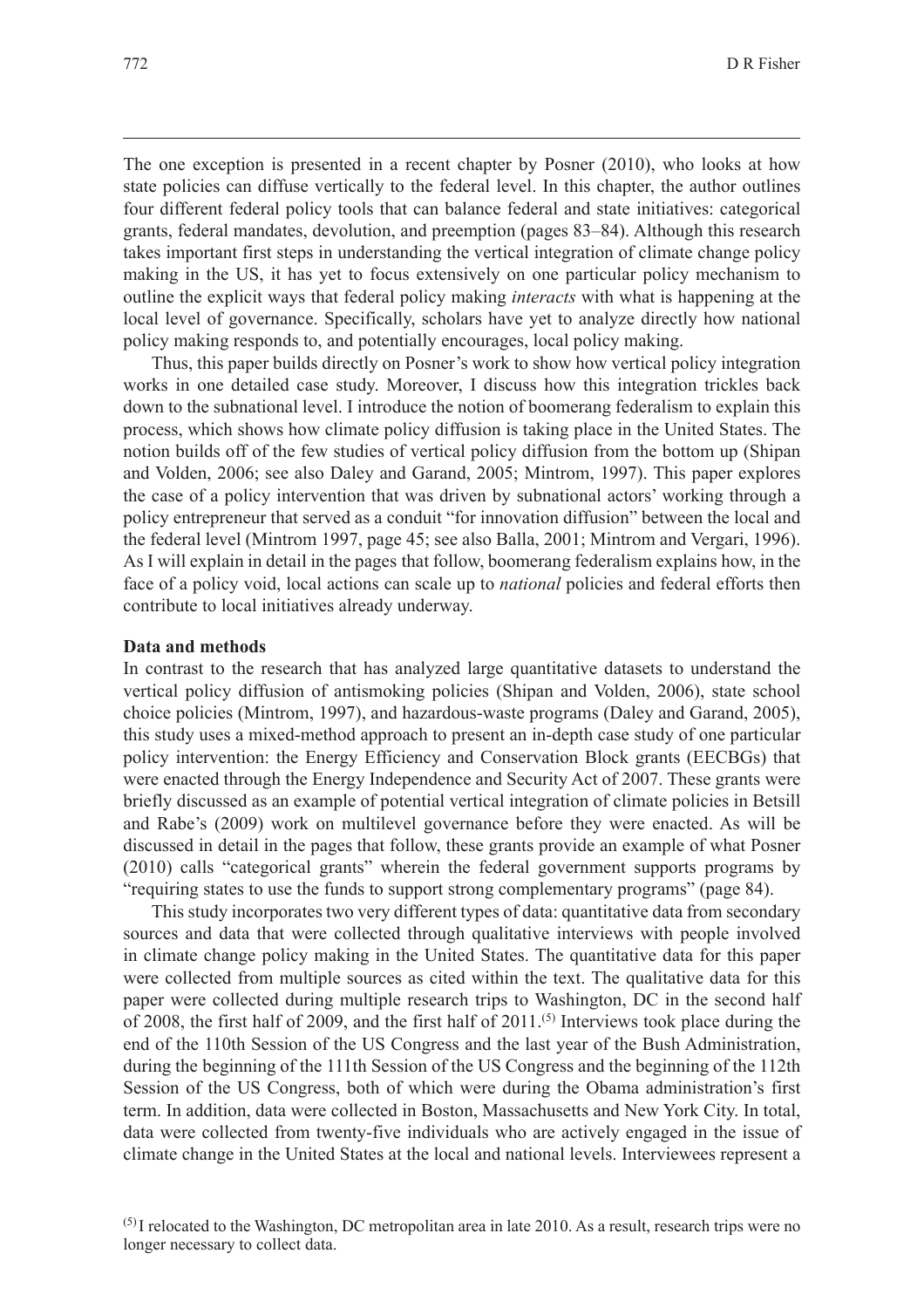The one exception is presented in a recent chapter by Posner (2010), who looks at how state policies can diffuse vertically to the federal level. In this chapter, the author outlines four different federal policy tools that can balance federal and state initiatives: categorical grants, federal mandates, devolution, and preemption (pages 83–84). Although this research takes important first steps in understanding the vertical integration of climate change policy making in the US, it has yet to focus extensively on one particular policy mechanism to outline the explicit ways that federal policy making *interacts* with what is happening at the local level of governance. Specifically, scholars have yet to analyze directly how national policy making responds to, and potentially encourages, local policy making.

Thus, this paper builds directly on Posner's work to show how vertical policy integration works in one detailed case study. Moreover, I discuss how this integration trickles back down to the subnational level. I introduce the notion of boomerang federalism to explain this process, which shows how climate policy diffusion is taking place in the United States. The notion builds off of the few studies of vertical policy diffusion from the bottom up (Shipan and Volden, 2006; see also Daley and Garand, 2005; Mintrom, 1997). This paper explores the case of a policy intervention that was driven by subnational actors' working through a policy entrepreneur that served as a conduit "for innovation diffusion" between the local and the federal level (Mintrom 1997, page 45; see also Balla, 2001; Mintrom and Vergari, 1996). As I will explain in detail in the pages that follow, boomerang federalism explains how, in the face of a policy void, local actions can scale up to *national* policies and federal efforts then contribute to local initiatives already underway.

## Data and methods

In contrast to the research that has analyzed large quantitative datasets to understand the vertical policy diffusion of antismoking policies (Shipan and Volden, 2006), state school choice policies (Mintrom, 1997), and hazardous-waste programs (Daley and Garand, 2005), this study uses a mixed-method approach to present an in-depth case study of one particular policy intervention: the Energy Efficiency and Conservation Block grants (EECBGs) that were enacted through the Energy Independence and Security Act of 2007. These grants were briefly discussed as an example of potential vertical integration of climate policies in Betsill and Rabe's (2009) work on multilevel governance before they were enacted. As will be discussed in detail in the pages that follow, these grants provide an example of what Posner (2010) calls "categorical grants" wherein the federal government supports programs by "requiring states to use the funds to support strong complementary programs" (page 84).

This study incorporates two very different types of data: quantitative data from secondary sources and data that were collected through qualitative interviews with people involved in climate change policy making in the United States. The quantitative data for this paper were collected from multiple sources as cited within the text. The qualitative data for this paper were collected during multiple research trips to Washington, DC in the second half of 2008, the first half of 2009, and the first half of 2011.[5] Interviews took place during the end of the 110th Session of the US Congress and the last year of the Bush Administration, during the beginning of the 111th Session of the US Congress and the beginning of the 112th Session of the US Congress, both of which were during the Obama administration's first term. In addition, data were collected in Boston, Massachusetts and New York City. In total, data were collected from twenty-five individuals who are actively engaged in the issue of climate change in the United States at the local and national levels. Interviewees represent a

[5] I relocated to the Washington, DC metropolitan area in late 2010. As a result, research trips were no longer necessary to collect data.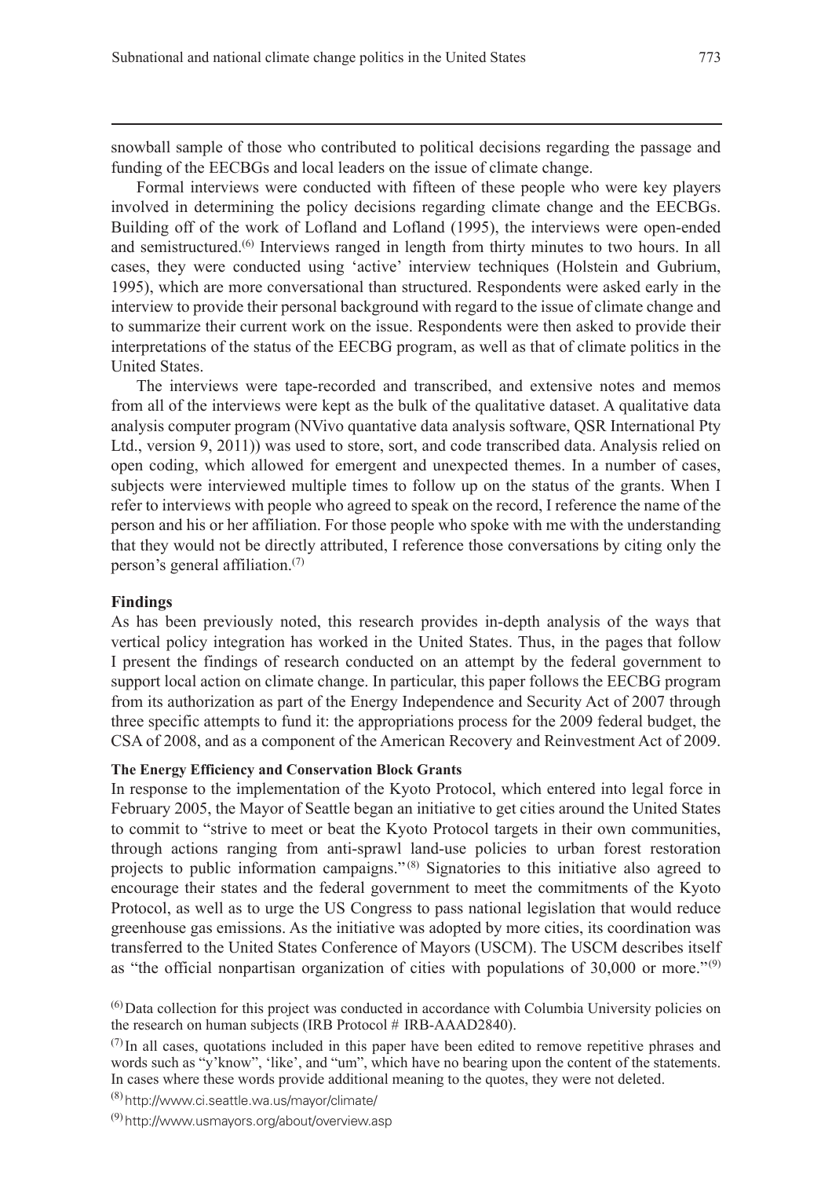snowball sample of those who contributed to political decisions regarding the passage and funding of the EECBGs and local leaders on the issue of climate change.

Formal interviews were conducted with fifteen of these people who were key players involved in determining the policy decisions regarding climate change and the EECBGs. Building off of the work of Lofland and Lofland (1995), the interviews were open-ended and semistructured.[6] Interviews ranged in length from thirty minutes to two hours. In all cases, they were conducted using 'active' interview techniques (Holstein and Gubrium, 1995), which are more conversational than structured. Respondents were asked early in the interview to provide their personal background with regard to the issue of climate change and to summarize their current work on the issue. Respondents were then asked to provide their interpretations of the status of the EECBG program, as well as that of climate politics in the United States.

The interviews were tape-recorded and transcribed, and extensive notes and memos from all of the interviews were kept as the bulk of the qualitative dataset. A qualitative data analysis computer program (NVivo quantative data analysis software, QSR International Pty Ltd., version 9, 2011)) was used to store, sort, and code transcribed data. Analysis relied on open coding, which allowed for emergent and unexpected themes. In a number of cases, subjects were interviewed multiple times to follow up on the status of the grants. When I refer to interviews with people who agreed to speak on the record, I reference the name of the person and his or her affiliation. For those people who spoke with me with the understanding that they would not be directly attributed, I reference those conversations by citing only the person's general affiliation.[7]

## Findings

As has been previously noted, this research provides in-depth analysis of the ways that vertical policy integration has worked in the United States. Thus, in the pages that follow I present the findings of research conducted on an attempt by the federal government to support local action on climate change. In particular, this paper follows the EECBG program from its authorization as part of the Energy Independence and Security Act of 2007 through three specific attempts to fund it: the appropriations process for the 2009 federal budget, the CSA of 2008, and as a component of the American Recovery and Reinvestment Act of 2009.

### The Energy Efficiency and Conservation Block Grants

In response to the implementation of the Kyoto Protocol, which entered into legal force in February 2005, the Mayor of Seattle began an initiative to get cities around the United States to commit to "strive to meet or beat the Kyoto Protocol targets in their own communities, through actions ranging from anti-sprawl land-use policies to urban forest restoration projects to public information campaigns."[8] Signatories to this initiative also agreed to encourage their states and the federal government to meet the commitments of the Kyoto Protocol, as well as to urge the US Congress to pass national legislation that would reduce greenhouse gas emissions. As the initiative was adopted by more cities, its coordination was transferred to the United States Conference of Mayors (USCM). The USCM describes itself as "the official nonpartisan organization of cities with populations of 30,000 or more."[9]

[6] Data collection for this project was conducted in accordance with Columbia University policies on the research on human subjects (IRB Protocol # IRB-AAAD2840).

[7] In all cases, quotations included in this paper have been edited to remove repetitive phrases and words such as "y'know", 'like', and "um", which have no bearing upon the content of the statements. In cases where these words provide additional meaning to the quotes, they were not deleted.

[8] http://www.ci.seattle.wa.us/mayor/climate/

[9] http://www.usmayors.org/about/overview.asp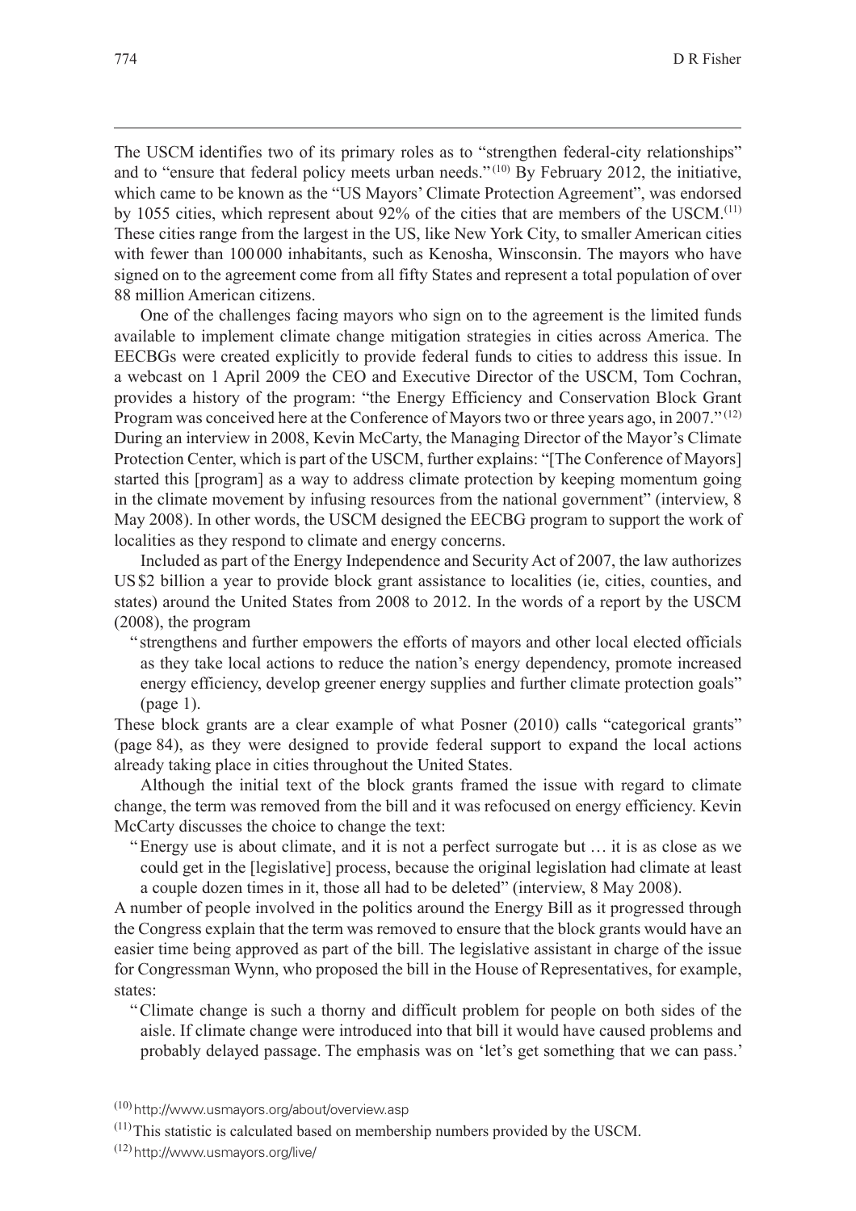The USCM identifies two of its primary roles as to "strengthen federal-city relationships" and to "ensure that federal policy meets urban needs."[10] By February 2012, the initiative, which came to be known as the "US Mayors' Climate Protection Agreement", was endorsed by 1055 cities, which represent about 92% of the cities that are members of the USCM.[11] These cities range from the largest in the US, like New York City, to smaller American cities with fewer than 100 000 inhabitants, such as Kenosha, Winsconsin. The mayors who have signed on to the agreement come from all fifty States and represent a total population of over 88 million American citizens.

One of the challenges facing mayors who sign on to the agreement is the limited funds available to implement climate change mitigation strategies in cities across America. The EECBGs were created explicitly to provide federal funds to cities to address this issue. In a webcast on 1 April 2009 the CEO and Executive Director of the USCM, Tom Cochran, provides a history of the program: "the Energy Efficiency and Conservation Block Grant Program was conceived here at the Conference of Mayors two or three years ago, in 2007."[12] During an interview in 2008, Kevin McCarty, the Managing Director of the Mayor's Climate Protection Center, which is part of the USCM, further explains: "[The Conference of Mayors] started this [program] as a way to address climate protection by keeping momentum going in the climate movement by infusing resources from the national government" (interview, 8 May 2008). In other words, the USCM designed the EECBG program to support the work of localities as they respond to climate and energy concerns.

Included as part of the Energy Independence and Security Act of 2007, the law authorizes US $2 billion a year to provide block grant assistance to localities (ie, cities, counties, and states) around the United States from 2008 to 2012. In the words of a report by the USCM (2008), the program

> "strengthens and further empowers the efforts of mayors and other local elected officials as they take local actions to reduce the nation's energy dependency, promote increased energy efficiency, develop greener energy supplies and further climate protection goals" (page 1).

These block grants are a clear example of what Posner (2010) calls "categorical grants" (page 84), as they were designed to provide federal support to expand the local actions already taking place in cities throughout the United States.

Although the initial text of the block grants framed the issue with regard to climate change, the term was removed from the bill and it was refocused on energy efficiency. Kevin McCarty discusses the choice to change the text:

> "Energy use is about climate, and it is not a perfect surrogate but … it is as close as we could get in the [legislative] process, because the original legislation had climate at least a couple dozen times in it, those all had to be deleted" (interview, 8 May 2008).

A number of people involved in the politics around the Energy Bill as it progressed through the Congress explain that the term was removed to ensure that the block grants would have an easier time being approved as part of the bill. The legislative assistant in charge of the issue for Congressman Wynn, who proposed the bill in the House of Representatives, for example, states:

> "Climate change is such a thorny and difficult problem for people on both sides of the aisle. If climate change were introduced into that bill it would have caused problems and probably delayed passage. The emphasis was on 'let's get something that we can pass.'

[10] http://www.usmayors.org/about/overview.asp

[11] This statistic is calculated based on membership numbers provided by the USCM.

[12] http://www.usmayors.org/live/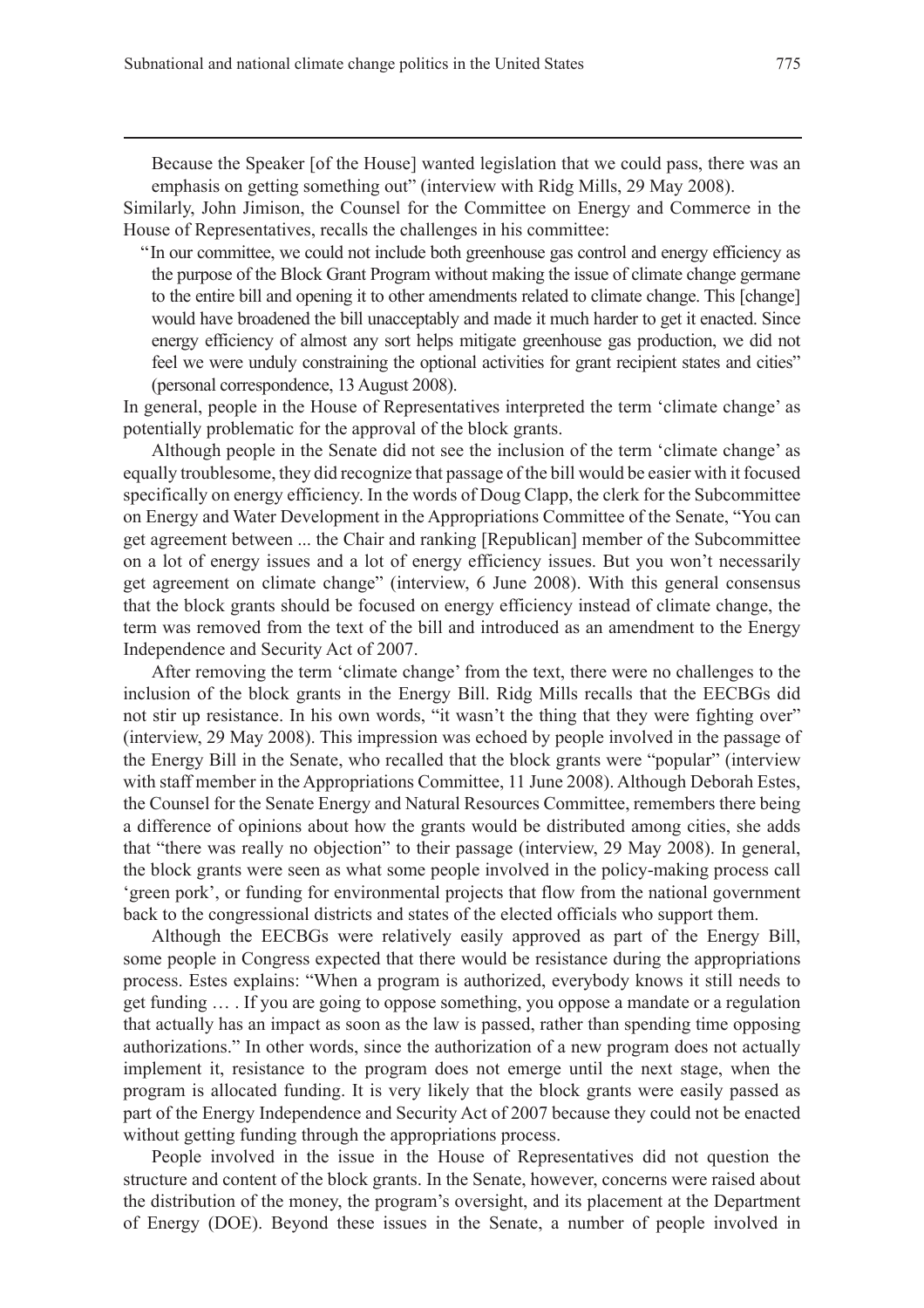> Because the Speaker [of the House] wanted legislation that we could pass, there was an emphasis on getting something out" (interview with Ridg Mills, 29 May 2008).

Similarly, John Jimison, the Counsel for the Committee on Energy and Commerce in the House of Representatives, recalls the challenges in his committee:

> "In our committee, we could not include both greenhouse gas control and energy efficiency as the purpose of the Block Grant Program without making the issue of climate change germane to the entire bill and opening it to other amendments related to climate change. This [change] would have broadened the bill unacceptably and made it much harder to get it enacted. Since energy efficiency of almost any sort helps mitigate greenhouse gas production, we did not feel we were unduly constraining the optional activities for grant recipient states and cities" (personal correspondence, 13 August 2008).

In general, people in the House of Representatives interpreted the term 'climate change' as potentially problematic for the approval of the block grants.

Although people in the Senate did not see the inclusion of the term 'climate change' as equally troublesome, they did recognize that passage of the bill would be easier with it focused specifically on energy efficiency. In the words of Doug Clapp, the clerk for the Subcommittee on Energy and Water Development in the Appropriations Committee of the Senate, "You can get agreement between ... the Chair and ranking [Republican] member of the Subcommittee on a lot of energy issues and a lot of energy efficiency issues. But you won't necessarily get agreement on climate change" (interview, 6 June 2008). With this general consensus that the block grants should be focused on energy efficiency instead of climate change, the term was removed from the text of the bill and introduced as an amendment to the Energy Independence and Security Act of 2007.

After removing the term 'climate change' from the text, there were no challenges to the inclusion of the block grants in the Energy Bill. Ridg Mills recalls that the EECBGs did not stir up resistance. In his own words, "it wasn't the thing that they were fighting over" (interview, 29 May 2008). This impression was echoed by people involved in the passage of the Energy Bill in the Senate, who recalled that the block grants were "popular" (interview with staff member in the Appropriations Committee, 11 June 2008). Although Deborah Estes, the Counsel for the Senate Energy and Natural Resources Committee, remembers there being a difference of opinions about how the grants would be distributed among cities, she adds that "there was really no objection" to their passage (interview, 29 May 2008). In general, the block grants were seen as what some people involved in the policy-making process call 'green pork', or funding for environmental projects that flow from the national government back to the congressional districts and states of the elected officials who support them.

Although the EECBGs were relatively easily approved as part of the Energy Bill, some people in Congress expected that there would be resistance during the appropriations process. Estes explains: "When a program is authorized, everybody knows it still needs to get funding … . If you are going to oppose something, you oppose a mandate or a regulation that actually has an impact as soon as the law is passed, rather than spending time opposing authorizations." In other words, since the authorization of a new program does not actually implement it, resistance to the program does not emerge until the next stage, when the program is allocated funding. It is very likely that the block grants were easily passed as part of the Energy Independence and Security Act of 2007 because they could not be enacted without getting funding through the appropriations process.

People involved in the issue in the House of Representatives did not question the structure and content of the block grants. In the Senate, however, concerns were raised about the distribution of the money, the program's oversight, and its placement at the Department of Energy (DOE). Beyond these issues in the Senate, a number of people involved in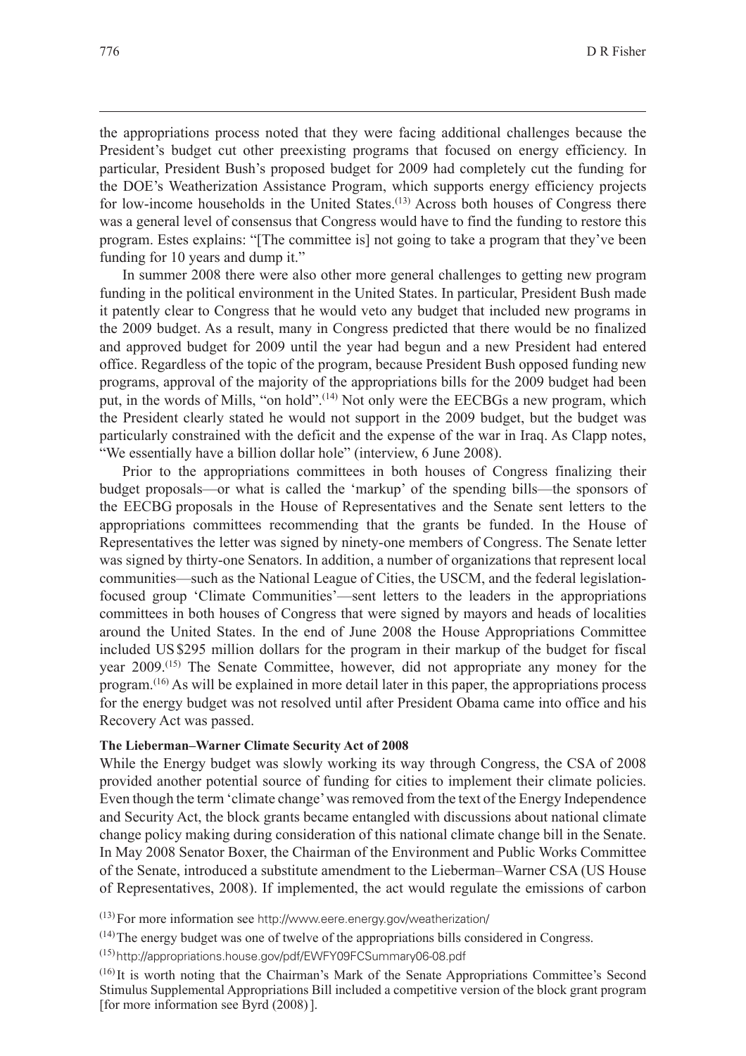the appropriations process noted that they were facing additional challenges because the President's budget cut other preexisting programs that focused on energy efficiency. In particular, President Bush's proposed budget for 2009 had completely cut the funding for the DOE's Weatherization Assistance Program, which supports energy efficiency projects for low-income households in the United States.[13] Across both houses of Congress there was a general level of consensus that Congress would have to find the funding to restore this program. Estes explains: "[The committee is] not going to take a program that they've been funding for 10 years and dump it."

In summer 2008 there were also other more general challenges to getting new program funding in the political environment in the United States. In particular, President Bush made it patently clear to Congress that he would veto any budget that included new programs in the 2009 budget. As a result, many in Congress predicted that there would be no finalized and approved budget for 2009 until the year had begun and a new President had entered office. Regardless of the topic of the program, because President Bush opposed funding new programs, approval of the majority of the appropriations bills for the 2009 budget had been put, in the words of Mills, "on hold".[14] Not only were the EECBGs a new program, which the President clearly stated he would not support in the 2009 budget, but the budget was particularly constrained with the deficit and the expense of the war in Iraq. As Clapp notes, "We essentially have a billion dollar hole" (interview, 6 June 2008).

Prior to the appropriations committees in both houses of Congress finalizing their budget proposals—or what is called the 'markup' of the spending bills—the sponsors of the EECBG proposals in the House of Representatives and the Senate sent letters to the appropriations committees recommending that the grants be funded. In the House of Representatives the letter was signed by ninety-one members of Congress. The Senate letter was signed by thirty-one Senators. In addition, a number of organizations that represent local communities—such as the National League of Cities, the USCM, and the federal legislation-focused group 'Climate Communities'—sent letters to the leaders in the appropriations committees in both houses of Congress that were signed by mayors and heads of localities around the United States. In the end of June 2008 the House Appropriations Committee included US $295 million dollars for the program in their markup of the budget for fiscal year 2009.[15] The Senate Committee, however, did not appropriate any money for the program.[16] As will be explained in more detail later in this paper, the appropriations process for the energy budget was not resolved until after President Obama came into office and his Recovery Act was passed.

**The Lieberman–Warner Climate Security Act of 2008**

While the Energy budget was slowly working its way through Congress, the CSA of 2008 provided another potential source of funding for cities to implement their climate policies. Even though the term 'climate change' was removed from the text of the Energy Independence and Security Act, the block grants became entangled with discussions about national climate change policy making during consideration of this national climate change bill in the Senate. In May 2008 Senator Boxer, the Chairman of the Environment and Public Works Committee of the Senate, introduced a substitute amendment to the Lieberman–Warner CSA (US House of Representatives, 2008). If implemented, the act would regulate the emissions of carbon

[13] For more information see http://www.eere.energy.gov/weatherization/

[14] The energy budget was one of twelve of the appropriations bills considered in Congress.

[15] http://appropriations.house.gov/pdf/EWFY09FCSummary06-08.pdf

[16] It is worth noting that the Chairman's Mark of the Senate Appropriations Committee's Second Stimulus Supplemental Appropriations Bill included a competitive version of the block grant program [for more information see Byrd (2008)].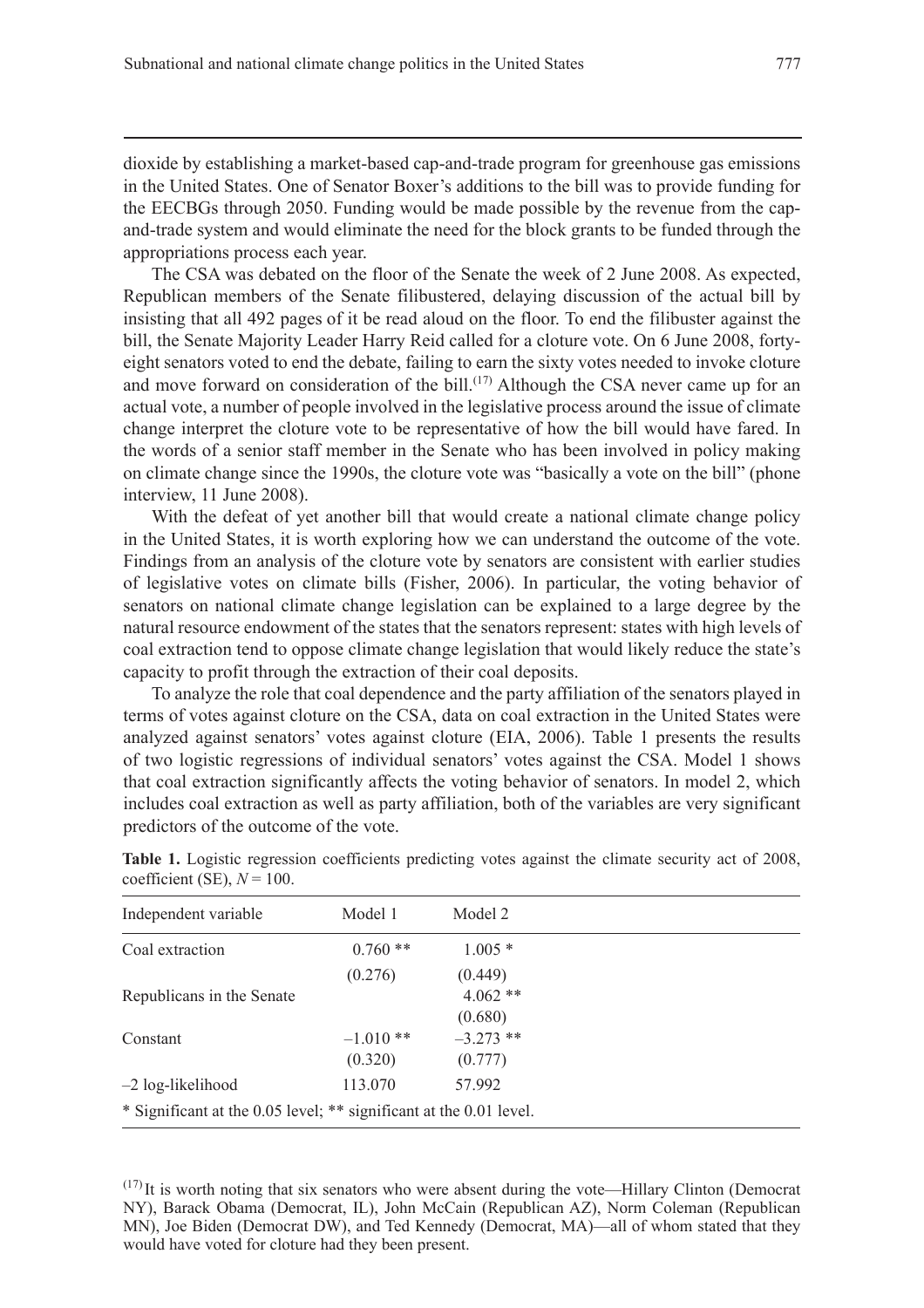dioxide by establishing a market-based cap-and-trade program for greenhouse gas emissions in the United States. One of Senator Boxer's additions to the bill was to provide funding for the EECBGs through 2050. Funding would be made possible by the revenue from the cap-and-trade system and would eliminate the need for the block grants to be funded through the appropriations process each year.

The CSA was debated on the floor of the Senate the week of 2 June 2008. As expected, Republican members of the Senate filibustered, delaying discussion of the actual bill by insisting that all 492 pages of it be read aloud on the floor. To end the filibuster against the bill, the Senate Majority Leader Harry Reid called for a cloture vote. On 6 June 2008, forty-eight senators voted to end the debate, failing to earn the sixty votes needed to invoke cloture and move forward on consideration of the bill.[17] Although the CSA never came up for an actual vote, a number of people involved in the legislative process around the issue of climate change interpret the cloture vote to be representative of how the bill would have fared. In the words of a senior staff member in the Senate who has been involved in policy making on climate change since the 1990s, the cloture vote was "basically a vote on the bill" (phone interview, 11 June 2008).

With the defeat of yet another bill that would create a national climate change policy in the United States, it is worth exploring how we can understand the outcome of the vote. Findings from an analysis of the cloture vote by senators are consistent with earlier studies of legislative votes on climate bills (Fisher, 2006). In particular, the voting behavior of senators on national climate change legislation can be explained to a large degree by the natural resource endowment of the states that the senators represent: states with high levels of coal extraction tend to oppose climate change legislation that would likely reduce the state's capacity to profit through the extraction of their coal deposits.

To analyze the role that coal dependence and the party affiliation of the senators played in terms of votes against cloture on the CSA, data on coal extraction in the United States were analyzed against senators' votes against cloture (EIA, 2006). Table 1 presents the results of two logistic regressions of individual senators' votes against the CSA. Model 1 shows that coal extraction significantly affects the voting behavior of senators. In model 2, which includes coal extraction as well as party affiliation, both of the variables are very significant predictors of the outcome of the vote.

**Table 1.** Logistic regression coefficients predicting votes against the climate security act of 2008, coefficient (SE), $N = 100$.

| Independent variable | Model 1 | Model 2 |
|---|---|---|
| Coal extraction | 0.760 ** | 1.005 * |
| | (0.276) | (0.449) |
| Republicans in the Senate | | 4.062 ** |
| | | (0.680) |
| Constant | –1.010 ** | –3.273 ** |
| | (0.320) | (0.777) |
| –2 log-likelihood | 113.070 | 57.992 |

\* Significant at the 0.05 level; ** significant at the 0.01 level.

[17] It is worth noting that six senators who were absent during the vote—Hillary Clinton (Democrat NY), Barack Obama (Democrat, IL), John McCain (Republican AZ), Norm Coleman (Republican MN), Joe Biden (Democrat DW), and Ted Kennedy (Democrat, MA)—all of whom stated that they would have voted for cloture had they been present.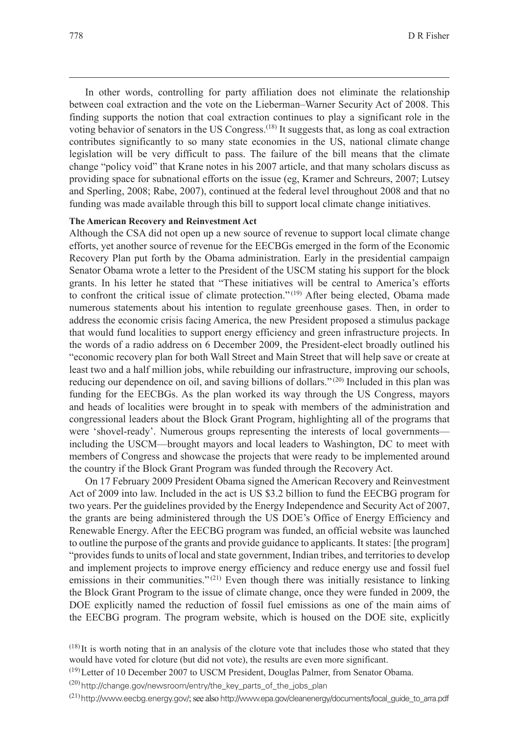In other words, controlling for party affiliation does not eliminate the relationship between coal extraction and the vote on the Lieberman–Warner Security Act of 2008. This finding supports the notion that coal extraction continues to play a significant role in the voting behavior of senators in the US Congress.[18] It suggests that, as long as coal extraction contributes significantly to so many state economies in the US, national climate change legislation will be very difficult to pass. The failure of the bill means that the climate change "policy void" that Krane notes in his 2007 article, and that many scholars discuss as providing space for subnational efforts on the issue (eg, Kramer and Schreurs, 2007; Lutsey and Sperling, 2008; Rabe, 2007), continued at the federal level throughout 2008 and that no funding was made available through this bill to support local climate change initiatives.

**The American Recovery and Reinvestment Act**

Although the CSA did not open up a new source of revenue to support local climate change efforts, yet another source of revenue for the EECBGs emerged in the form of the Economic Recovery Plan put forth by the Obama administration. Early in the presidential campaign Senator Obama wrote a letter to the President of the USCM stating his support for the block grants. In his letter he stated that "These initiatives will be central to America's efforts to confront the critical issue of climate protection."[19] After being elected, Obama made numerous statements about his intention to regulate greenhouse gases. Then, in order to address the economic crisis facing America, the new President proposed a stimulus package that would fund localities to support energy efficiency and green infrastructure projects. In the words of a radio address on 6 December 2009, the President-elect broadly outlined his "economic recovery plan for both Wall Street and Main Street that will help save or create at least two and a half million jobs, while rebuilding our infrastructure, improving our schools, reducing our dependence on oil, and saving billions of dollars."[20] Included in this plan was funding for the EECBGs. As the plan worked its way through the US Congress, mayors and heads of localities were brought in to speak with members of the administration and congressional leaders about the Block Grant Program, highlighting all of the programs that were 'shovel-ready'. Numerous groups representing the interests of local governments—including the USCM—brought mayors and local leaders to Washington, DC to meet with members of Congress and showcase the projects that were ready to be implemented around the country if the Block Grant Program was funded through the Recovery Act.

On 17 February 2009 President Obama signed the American Recovery and Reinvestment Act of 2009 into law. Included in the act is US $3.2 billion to fund the EECBG program for two years. Per the guidelines provided by the Energy Independence and Security Act of 2007, the grants are being administered through the US DOE's Office of Energy Efficiency and Renewable Energy. After the EECBG program was funded, an official website was launched to outline the purpose of the grants and provide guidance to applicants. It states: [the program] "provides funds to units of local and state government, Indian tribes, and territories to develop and implement projects to improve energy efficiency and reduce energy use and fossil fuel emissions in their communities."[21] Even though there was initially resistance to linking the Block Grant Program to the issue of climate change, once they were funded in 2009, the DOE explicitly named the reduction of fossil fuel emissions as one of the main aims of the EECBG program. The program website, which is housed on the DOE site, explicitly

---

[18] It is worth noting that in an analysis of the cloture vote that includes those who stated that they would have voted for cloture (but did not vote), the results are even more significant.

[19] Letter of 10 December 2007 to USCM President, Douglas Palmer, from Senator Obama.

[20] http://change.gov/newsroom/entry/the_key_parts_of_the_jobs_plan

[21] http://www.eecbg.energy.gov/; see also http://www.epa.gov/cleanenergy/documents/local_guide_to_arra.pdf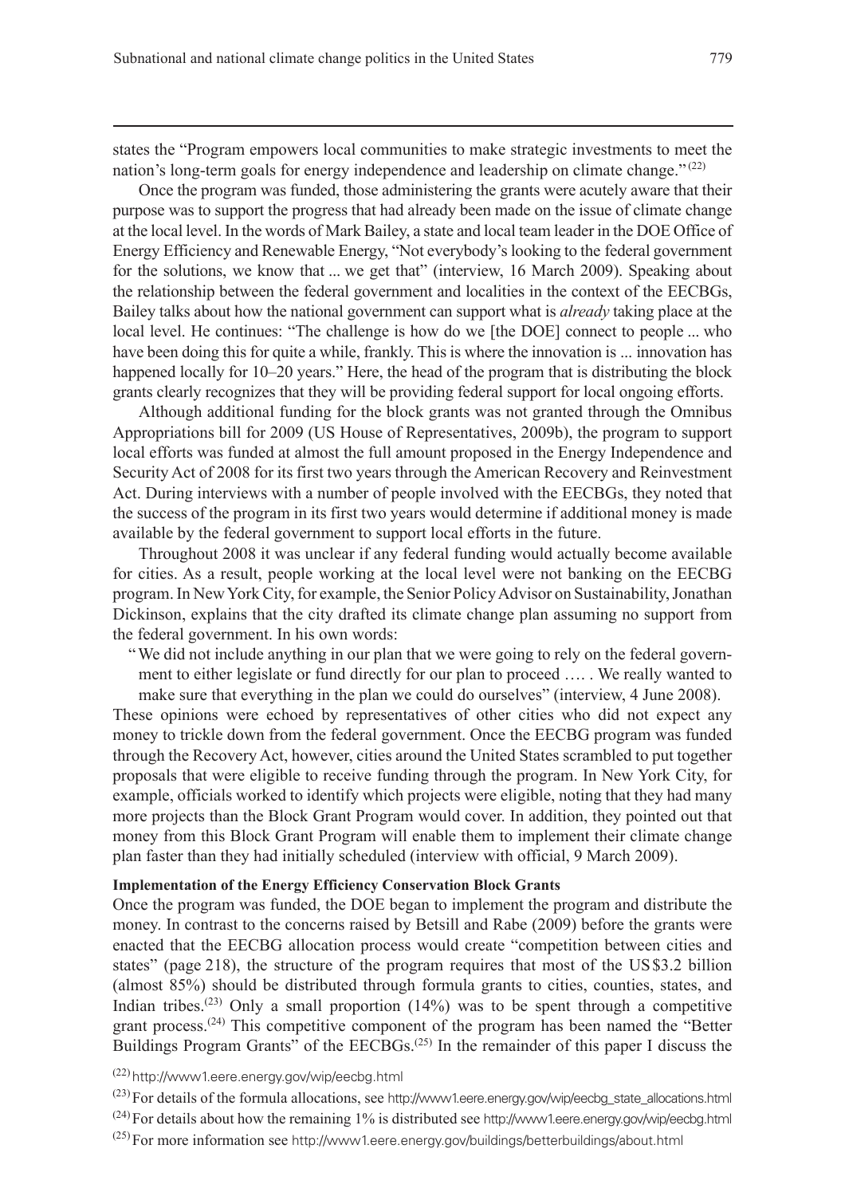states the "Program empowers local communities to make strategic investments to meet the nation's long-term goals for energy independence and leadership on climate change."[22]

Once the program was funded, those administering the grants were acutely aware that their purpose was to support the progress that had already been made on the issue of climate change at the local level. In the words of Mark Bailey, a state and local team leader in the DOE Office of Energy Efficiency and Renewable Energy, "Not everybody's looking to the federal government for the solutions, we know that ... we get that" (interview, 16 March 2009). Speaking about the relationship between the federal government and localities in the context of the EECBGs, Bailey talks about how the national government can support what is *already* taking place at the local level. He continues: "The challenge is how do we [the DOE] connect to people ... who have been doing this for quite a while, frankly. This is where the innovation is ... innovation has happened locally for 10–20 years." Here, the head of the program that is distributing the block grants clearly recognizes that they will be providing federal support for local ongoing efforts.

Although additional funding for the block grants was not granted through the Omnibus Appropriations bill for 2009 (US House of Representatives, 2009b), the program to support local efforts was funded at almost the full amount proposed in the Energy Independence and Security Act of 2008 for its first two years through the American Recovery and Reinvestment Act. During interviews with a number of people involved with the EECBGs, they noted that the success of the program in its first two years would determine if additional money is made available by the federal government to support local efforts in the future.

Throughout 2008 it was unclear if any federal funding would actually become available for cities. As a result, people working at the local level were not banking on the EECBG program. In New York City, for example, the Senior Policy Advisor on Sustainability, Jonathan Dickinson, explains that the city drafted its climate change plan assuming no support from the federal government. In his own words:

> "We did not include anything in our plan that we were going to rely on the federal government to either legislate or fund directly for our plan to proceed …. . We really wanted to make sure that everything in the plan we could do ourselves" (interview, 4 June 2008).

These opinions were echoed by representatives of other cities who did not expect any money to trickle down from the federal government. Once the EECBG program was funded through the Recovery Act, however, cities around the United States scrambled to put together proposals that were eligible to receive funding through the program. In New York City, for example, officials worked to identify which projects were eligible, noting that they had many more projects than the Block Grant Program would cover. In addition, they pointed out that money from this Block Grant Program will enable them to implement their climate change plan faster than they had initially scheduled (interview with official, 9 March 2009).

**Implementation of the Energy Efficiency Conservation Block Grants**

Once the program was funded, the DOE began to implement the program and distribute the money. In contrast to the concerns raised by Betsill and Rabe (2009) before the grants were enacted that the EECBG allocation process would create "competition between cities and states" (page 218), the structure of the program requires that most of the US$3.2 billion (almost 85%) should be distributed through formula grants to cities, counties, states, and Indian tribes.[23] Only a small proportion (14%) was to be spent through a competitive grant process.[24] This competitive component of the program has been named the "Better Buildings Program Grants" of the EECBGs.[25] In the remainder of this paper I discuss the

[22] http://www1.eere.energy.gov/wip/eecbg.html

[23] For details of the formula allocations, see http://www1.eere.energy.gov/wip/eecbg_state_allocations.html

[24] For details about how the remaining 1% is distributed see http://www1.eere.energy.gov/wip/eecbg.html

[25] For more information see http://www1.eere.energy.gov/buildings/betterbuildings/about.html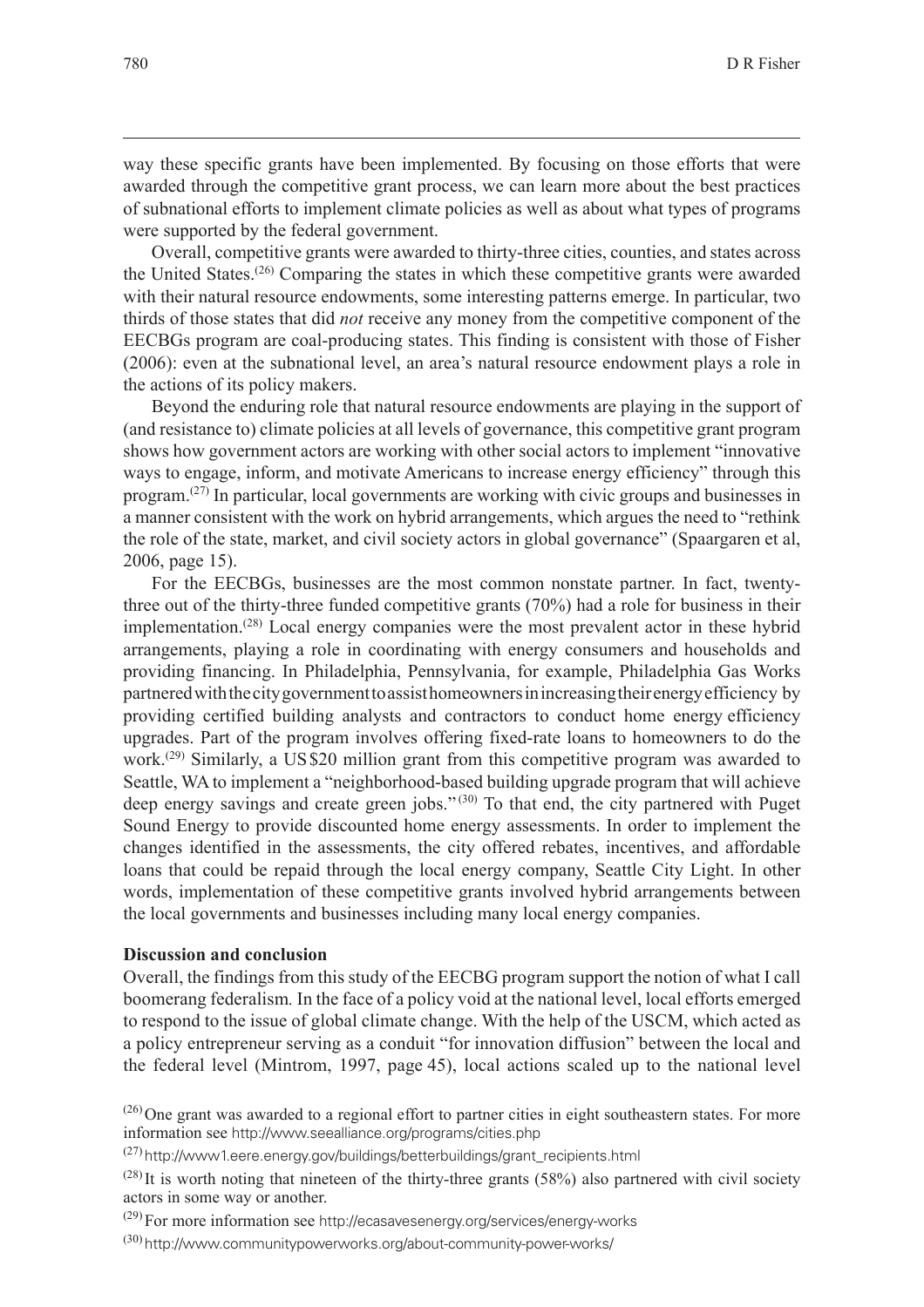way these specific grants have been implemented. By focusing on those efforts that were awarded through the competitive grant process, we can learn more about the best practices of subnational efforts to implement climate policies as well as about what types of programs were supported by the federal government.

Overall, competitive grants were awarded to thirty-three cities, counties, and states across the United States.[26] Comparing the states in which these competitive grants were awarded with their natural resource endowments, some interesting patterns emerge. In particular, two thirds of those states that did *not* receive any money from the competitive component of the EECBGs program are coal-producing states. This finding is consistent with those of Fisher (2006): even at the subnational level, an area's natural resource endowment plays a role in the actions of its policy makers.

Beyond the enduring role that natural resource endowments are playing in the support of (and resistance to) climate policies at all levels of governance, this competitive grant program shows how government actors are working with other social actors to implement "innovative ways to engage, inform, and motivate Americans to increase energy efficiency" through this program.[27] In particular, local governments are working with civic groups and businesses in a manner consistent with the work on hybrid arrangements, which argues the need to "rethink the role of the state, market, and civil society actors in global governance" (Spaargaren et al, 2006, page 15).

For the EECBGs, businesses are the most common nonstate partner. In fact, twenty-three out of the thirty-three funded competitive grants (70%) had a role for business in their implementation.[28] Local energy companies were the most prevalent actor in these hybrid arrangements, playing a role in coordinating with energy consumers and households and providing financing. In Philadelphia, Pennsylvania, for example, Philadelphia Gas Works partnered with the city government to assist homeowners in increasing their energy efficiency by providing certified building analysts and contractors to conduct home energy efficiency upgrades. Part of the program involves offering fixed-rate loans to homeowners to do the work.[29] Similarly, a US$20 million grant from this competitive program was awarded to Seattle, WA to implement a "neighborhood-based building upgrade program that will achieve deep energy savings and create green jobs."[30] To that end, the city partnered with Puget Sound Energy to provide discounted home energy assessments. In order to implement the changes identified in the assessments, the city offered rebates, incentives, and affordable loans that could be repaid through the local energy company, Seattle City Light. In other words, implementation of these competitive grants involved hybrid arrangements between the local governments and businesses including many local energy companies.

## Discussion and conclusion

Overall, the findings from this study of the EECBG program support the notion of what I call boomerang federalism. In the face of a policy void at the national level, local efforts emerged to respond to the issue of global climate change. With the help of the USCM, which acted as a policy entrepreneur serving as a conduit "for innovation diffusion" between the local and the federal level (Mintrom, 1997, page 45), local actions scaled up to the national level

[26] One grant was awarded to a regional effort to partner cities in eight southeastern states. For more information see http://www.seealliance.org/programs/cities.php

[27] http://www1.eere.energy.gov/buildings/betterbuildings/grant_recipients.html

[28] It is worth noting that nineteen of the thirty-three grants (58%) also partnered with civil society actors in some way or another.

[29] For more information see http://ecasavesenergy.org/services/energy-works

[30] http://www.communitypowerworks.org/about-community-power-works/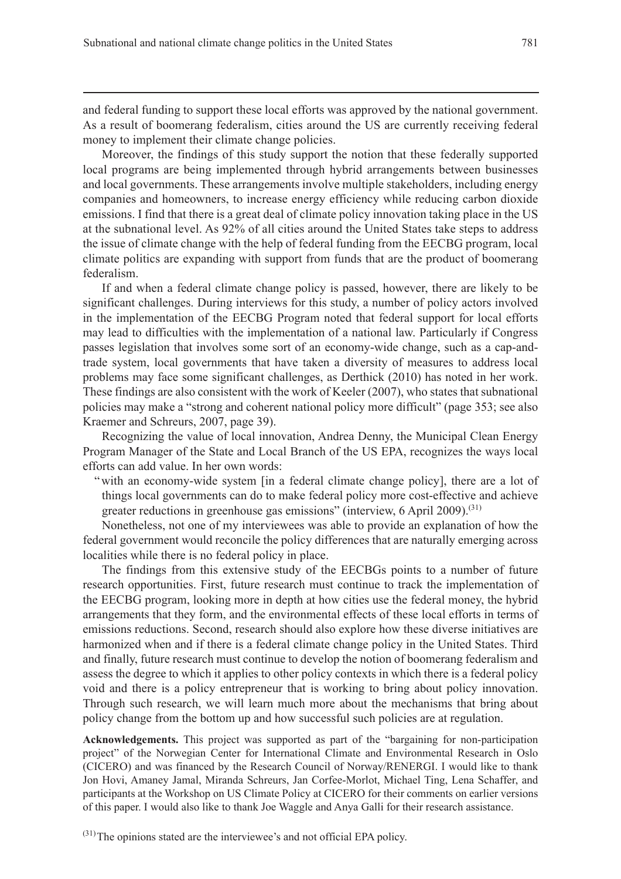and federal funding to support these local efforts was approved by the national government. As a result of boomerang federalism, cities around the US are currently receiving federal money to implement their climate change policies.

Moreover, the findings of this study support the notion that these federally supported local programs are being implemented through hybrid arrangements between businesses and local governments. These arrangements involve multiple stakeholders, including energy companies and homeowners, to increase energy efficiency while reducing carbon dioxide emissions. I find that there is a great deal of climate policy innovation taking place in the US at the subnational level. As 92% of all cities around the United States take steps to address the issue of climate change with the help of federal funding from the EECBG program, local climate politics are expanding with support from funds that are the product of boomerang federalism.

If and when a federal climate change policy is passed, however, there are likely to be significant challenges. During interviews for this study, a number of policy actors involved in the implementation of the EECBG Program noted that federal support for local efforts may lead to difficulties with the implementation of a national law. Particularly if Congress passes legislation that involves some sort of an economy-wide change, such as a cap-and-trade system, local governments that have taken a diversity of measures to address local problems may face some significant challenges, as Derthick (2010) has noted in her work. These findings are also consistent with the work of Keeler (2007), who states that subnational policies may make a "strong and coherent national policy more difficult" (page 353; see also Kraemer and Schreurs, 2007, page 39).

Recognizing the value of local innovation, Andrea Denny, the Municipal Clean Energy Program Manager of the State and Local Branch of the US EPA, recognizes the ways local efforts can add value. In her own words:

> "with an economy-wide system [in a federal climate change policy], there are a lot of things local governments can do to make federal policy more cost-effective and achieve greater reductions in greenhouse gas emissions" (interview, 6 April 2009).[31]

Nonetheless, not one of my interviewees was able to provide an explanation of how the federal government would reconcile the policy differences that are naturally emerging across localities while there is no federal policy in place.

The findings from this extensive study of the EECBGs points to a number of future research opportunities. First, future research must continue to track the implementation of the EECBG program, looking more in depth at how cities use the federal money, the hybrid arrangements that they form, and the environmental effects of these local efforts in terms of emissions reductions. Second, research should also explore how these diverse initiatives are harmonized when and if there is a federal climate change policy in the United States. Third and finally, future research must continue to develop the notion of boomerang federalism and assess the degree to which it applies to other policy contexts in which there is a federal policy void and there is a policy entrepreneur that is working to bring about policy innovation. Through such research, we will learn much more about the mechanisms that bring about policy change from the bottom up and how successful such policies are at regulation.

**Acknowledgements.** This project was supported as part of the "bargaining for non-participation project" of the Norwegian Center for International Climate and Environmental Research in Oslo (CICERO) and was financed by the Research Council of Norway/RENERGI. I would like to thank Jon Hovi, Amaney Jamal, Miranda Schreurs, Jan Corfee-Morlot, Michael Ting, Lena Schaffer, and participants at the Workshop on US Climate Policy at CICERO for their comments on earlier versions of this paper. I would also like to thank Joe Waggle and Anya Galli for their research assistance.

[31] The opinions stated are the interviewee's and not official EPA policy.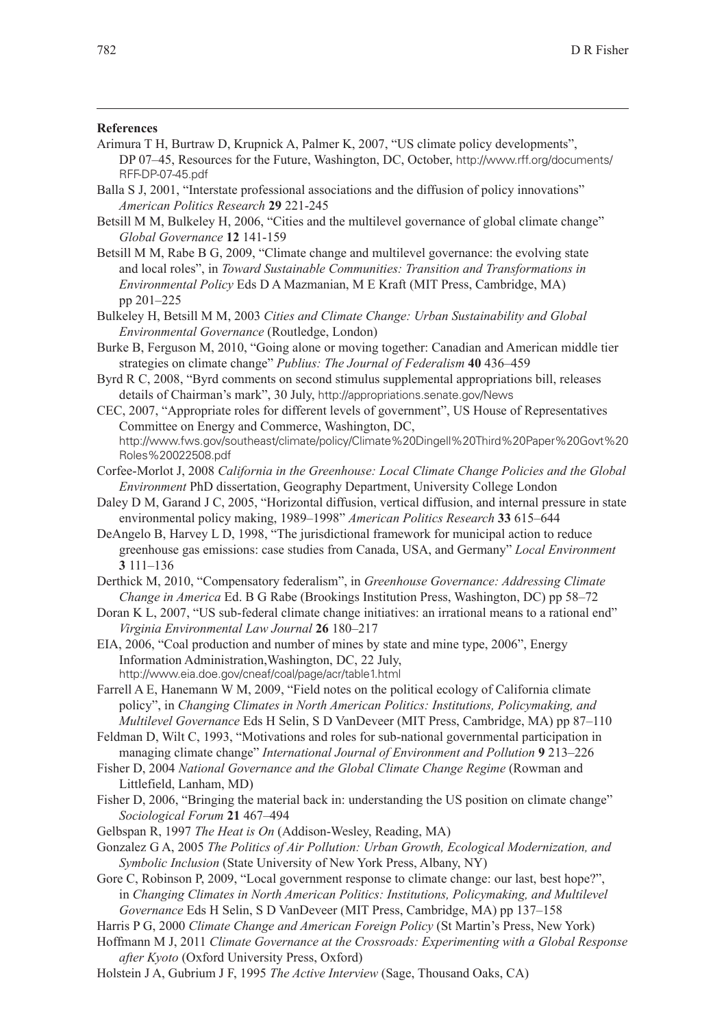## References

Arimura T H, Burtraw D, Krupnick A, Palmer K, 2007, "US climate policy developments", DP 07–45, Resources for the Future, Washington, DC, October, http://www.rff.org/documents/RFF-DP-07-45.pdf

Balla S J, 2001, "Interstate professional associations and the diffusion of policy innovations" *American Politics Research* **29** 221-245

Betsill M M, Bulkeley H, 2006, "Cities and the multilevel governance of global climate change" *Global Governance* **12** 141-159

Betsill M M, Rabe B G, 2009, "Climate change and multilevel governance: the evolving state and local roles", in *Toward Sustainable Communities: Transition and Transformations in Environmental Policy* Eds D A Mazmanian, M E Kraft (MIT Press, Cambridge, MA) pp 201–225

Bulkeley H, Betsill M M, 2003 *Cities and Climate Change: Urban Sustainability and Global Environmental Governance* (Routledge, London)

Burke B, Ferguson M, 2010, "Going alone or moving together: Canadian and American middle tier strategies on climate change" *Publius: The Journal of Federalism* **40** 436–459

Byrd R C, 2008, "Byrd comments on second stimulus supplemental appropriations bill, releases details of Chairman's mark", 30 July, http://appropriations.senate.gov/News

CEC, 2007, "Appropriate roles for different levels of government", US House of Representatives Committee on Energy and Commerce, Washington, DC, http://www.fws.gov/southeast/climate/policy/Climate%20Dingell%20Third%20Paper%20Govt%20Roles%20022508.pdf

Corfee-Morlot J, 2008 *California in the Greenhouse: Local Climate Change Policies and the Global Environment* PhD dissertation, Geography Department, University College London

Daley D M, Garand J C, 2005, "Horizontal diffusion, vertical diffusion, and internal pressure in state environmental policy making, 1989–1998" *American Politics Research* **33** 615–644

DeAngelo B, Harvey L D, 1998, "The jurisdictional framework for municipal action to reduce greenhouse gas emissions: case studies from Canada, USA, and Germany" *Local Environment* **3** 111–136

Derthick M, 2010, "Compensatory federalism", in *Greenhouse Governance: Addressing Climate Change in America* Ed. B G Rabe (Brookings Institution Press, Washington, DC) pp 58–72

Doran K L, 2007, "US sub-federal climate change initiatives: an irrational means to a rational end" *Virginia Environmental Law Journal* **26** 180–217

EIA, 2006, "Coal production and number of mines by state and mine type, 2006", Energy Information Administration,Washington, DC, 22 July, http://www.eia.doe.gov/cneaf/coal/page/acr/table1.html

Farrell A E, Hanemann W M, 2009, "Field notes on the political ecology of California climate policy", in *Changing Climates in North American Politics: Institutions, Policymaking, and Multilevel Governance* Eds H Selin, S D VanDeveer (MIT Press, Cambridge, MA) pp 87–110

Feldman D, Wilt C, 1993, "Motivations and roles for sub-national governmental participation in managing climate change" *International Journal of Environment and Pollution* **9** 213–226

Fisher D, 2004 *National Governance and the Global Climate Change Regime* (Rowman and Littlefield, Lanham, MD)

Fisher D, 2006, "Bringing the material back in: understanding the US position on climate change" *Sociological Forum* **21** 467–494

Gelbspan R, 1997 *The Heat is On* (Addison-Wesley, Reading, MA)

Gonzalez G A, 2005 *The Politics of Air Pollution: Urban Growth, Ecological Modernization, and Symbolic Inclusion* (State University of New York Press, Albany, NY)

Gore C, Robinson P, 2009, "Local government response to climate change: our last, best hope?", in *Changing Climates in North American Politics: Institutions, Policymaking, and Multilevel Governance* Eds H Selin, S D VanDeveer (MIT Press, Cambridge, MA) pp 137–158

Harris P G, 2000 *Climate Change and American Foreign Policy* (St Martin's Press, New York)

Hoffmann M J, 2011 *Climate Governance at the Crossroads: Experimenting with a Global Response after Kyoto* (Oxford University Press, Oxford)

Holstein J A, Gubrium J F, 1995 *The Active Interview* (Sage, Thousand Oaks, CA)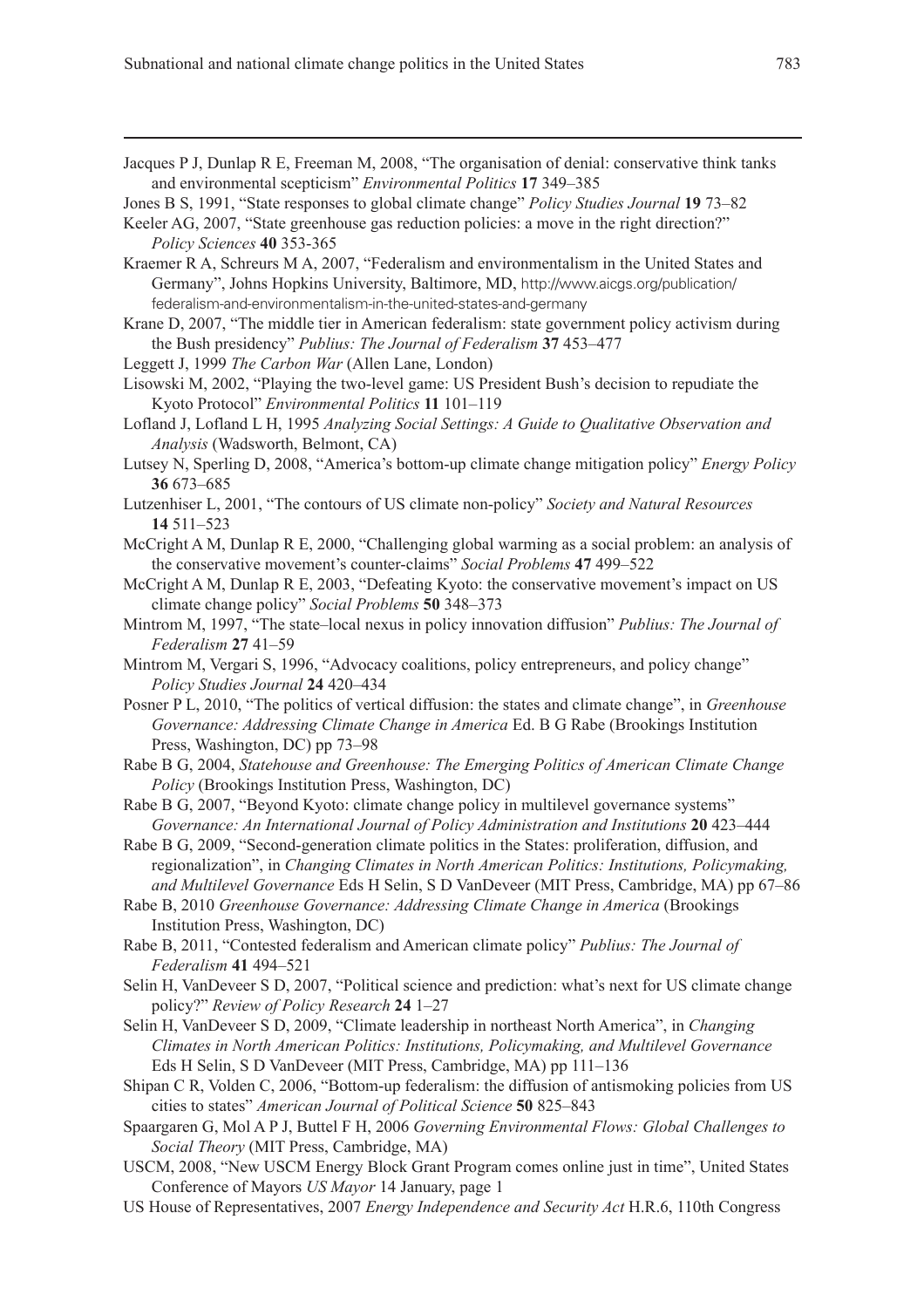Jacques P J, Dunlap R E, Freeman M, 2008, "The organisation of denial: conservative think tanks and environmental scepticism" *Environmental Politics* **17** 349–385

Jones B S, 1991, "State responses to global climate change" *Policy Studies Journal* **19** 73–82

Keeler AG, 2007, "State greenhouse gas reduction policies: a move in the right direction?" *Policy Sciences* **40** 353-365

Kraemer R A, Schreurs M A, 2007, "Federalism and environmentalism in the United States and Germany", Johns Hopkins University, Baltimore, MD, http://www.aicgs.org/publication/federalism-and-environmentalism-in-the-united-states-and-germany

Krane D, 2007, "The middle tier in American federalism: state government policy activism during the Bush presidency" *Publius: The Journal of Federalism* **37** 453–477

Leggett J, 1999 *The Carbon War* (Allen Lane, London)

Lisowski M, 2002, "Playing the two-level game: US President Bush's decision to repudiate the Kyoto Protocol" *Environmental Politics* **11** 101–119

Lofland J, Lofland L H, 1995 *Analyzing Social Settings: A Guide to Qualitative Observation and Analysis* (Wadsworth, Belmont, CA)

Lutsey N, Sperling D, 2008, "America's bottom-up climate change mitigation policy" *Energy Policy* **36** 673–685

Lutzenhiser L, 2001, "The contours of US climate non-policy" *Society and Natural Resources* **14** 511–523

McCright A M, Dunlap R E, 2000, "Challenging global warming as a social problem: an analysis of the conservative movement's counter-claims" *Social Problems* **47** 499–522

McCright A M, Dunlap R E, 2003, "Defeating Kyoto: the conservative movement's impact on US climate change policy" *Social Problems* **50** 348–373

Mintrom M, 1997, "The state–local nexus in policy innovation diffusion" *Publius: The Journal of Federalism* **27** 41–59

Mintrom M, Vergari S, 1996, "Advocacy coalitions, policy entrepreneurs, and policy change" *Policy Studies Journal* **24** 420–434

Posner P L, 2010, "The politics of vertical diffusion: the states and climate change", in *Greenhouse Governance: Addressing Climate Change in America* Ed. B G Rabe (Brookings Institution Press, Washington, DC) pp 73–98

Rabe B G, 2004, *Statehouse and Greenhouse: The Emerging Politics of American Climate Change Policy* (Brookings Institution Press, Washington, DC)

Rabe B G, 2007, "Beyond Kyoto: climate change policy in multilevel governance systems" *Governance: An International Journal of Policy Administration and Institutions* **20** 423–444

Rabe B G, 2009, "Second-generation climate politics in the States: proliferation, diffusion, and regionalization", in *Changing Climates in North American Politics: Institutions, Policymaking, and Multilevel Governance* Eds H Selin, S D VanDeveer (MIT Press, Cambridge, MA) pp 67–86

Rabe B, 2010 *Greenhouse Governance: Addressing Climate Change in America* (Brookings Institution Press, Washington, DC)

Rabe B, 2011, "Contested federalism and American climate policy" *Publius: The Journal of Federalism* **41** 494–521

Selin H, VanDeveer S D, 2007, "Political science and prediction: what's next for US climate change policy?" *Review of Policy Research* **24** 1–27

Selin H, VanDeveer S D, 2009, "Climate leadership in northeast North America", in *Changing Climates in North American Politics: Institutions, Policymaking, and Multilevel Governance* Eds H Selin, S D VanDeveer (MIT Press, Cambridge, MA) pp 111–136

Shipan C R, Volden C, 2006, "Bottom-up federalism: the diffusion of antismoking policies from US cities to states" *American Journal of Political Science* **50** 825–843

Spaargaren G, Mol A P J, Buttel F H, 2006 *Governing Environmental Flows: Global Challenges to Social Theory* (MIT Press, Cambridge, MA)

USCM, 2008, "New USCM Energy Block Grant Program comes online just in time", United States Conference of Mayors *US Mayor* 14 January, page 1

US House of Representatives, 2007 *Energy Independence and Security Act* H.R.6, 110th Congress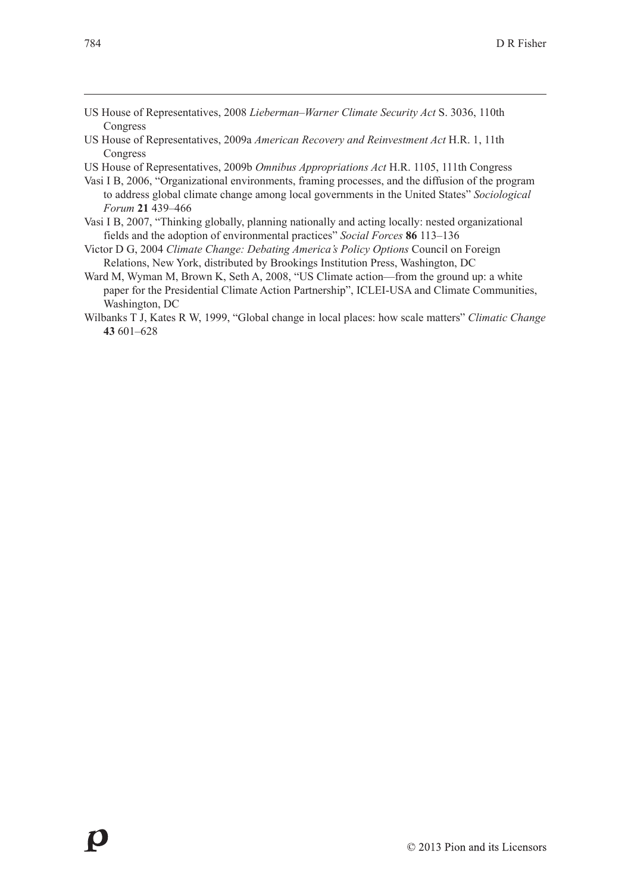US House of Representatives, 2008 *Lieberman–Warner Climate Security Act* S. 3036, 110th Congress

US House of Representatives, 2009a *American Recovery and Reinvestment Act* H.R. 1, 11th Congress

US House of Representatives, 2009b *Omnibus Appropriations Act* H.R. 1105, 111th Congress

Vasi I B, 2006, "Organizational environments, framing processes, and the diffusion of the program to address global climate change among local governments in the United States" *Sociological Forum* **21** 439–466

Vasi I B, 2007, "Thinking globally, planning nationally and acting locally: nested organizational fields and the adoption of environmental practices" *Social Forces* **86** 113–136

Victor D G, 2004 *Climate Change: Debating America's Policy Options* Council on Foreign Relations, New York, distributed by Brookings Institution Press, Washington, DC

Ward M, Wyman M, Brown K, Seth A, 2008, "US Climate action—from the ground up: a white paper for the Presidential Climate Action Partnership", ICLEI-USA and Climate Communities, Washington, DC

Wilbanks T J, Kates R W, 1999, "Global change in local places: how scale matters" *Climatic Change* **43** 601–628

© 2013 Pion and its Licensors